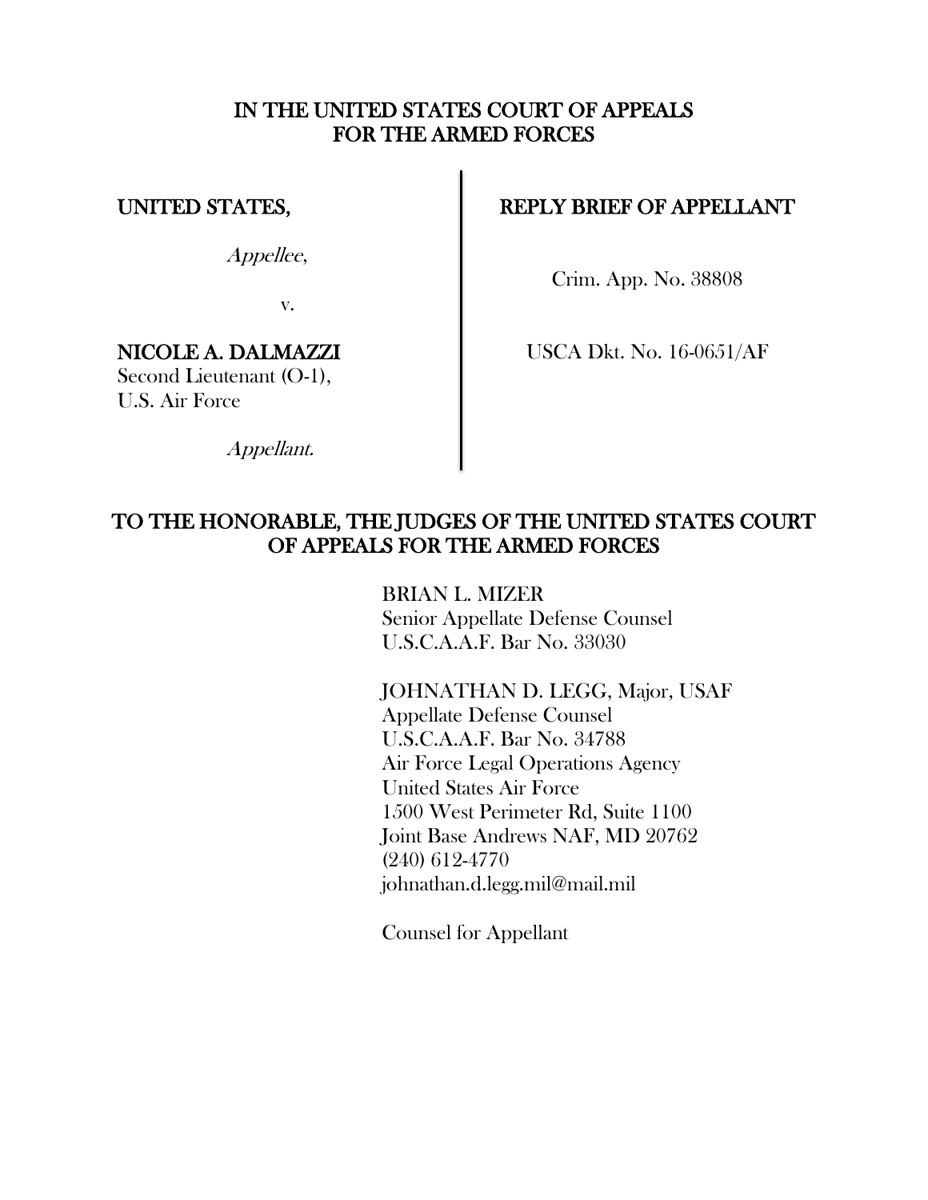# IN THE UNITED STATES COURT OF APPEALS FOR THE ARMED FORCES

| | |
|---|---|
| **UNITED STATES,**<br><br>*Appellee*,<br><br>v.<br><br>**NICOLE A. DALMAZZI**<br>Second Lieutenant (O-1),<br>U.S. Air Force<br><br>*Appellant.* | **REPLY BRIEF OF APPELLANT**<br><br>Crim. App. No. 38808<br><br>USCA Dkt. No. 16-0651/AF |

## TO THE HONORABLE, THE JUDGES OF THE UNITED STATES COURT OF APPEALS FOR THE ARMED FORCES

BRIAN L. MIZER
Senior Appellate Defense Counsel
U.S.C.A.A.F. Bar No. 33030

JOHNATHAN D. LEGG, Major, USAF
Appellate Defense Counsel
U.S.C.A.A.F. Bar No. 34788
Air Force Legal Operations Agency
United States Air Force
1500 West Perimeter Rd, Suite 1100
Joint Base Andrews NAF, MD 20762
(240) 612-4770
johnathan.d.legg.mil@mail.mil

Counsel for Appellant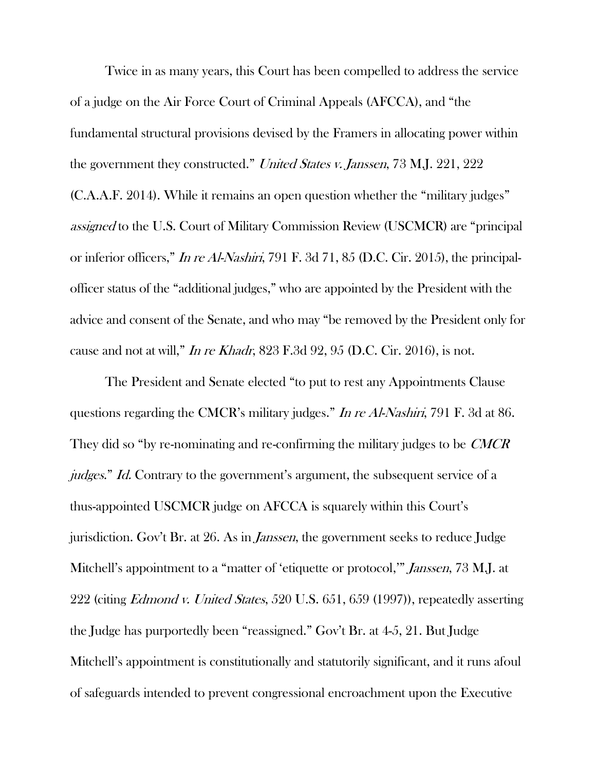Twice in as many years, this Court has been compelled to address the service of a judge on the Air Force Court of Criminal Appeals (AFCCA), and "the fundamental structural provisions devised by the Framers in allocating power within the government they constructed." *United States v. Janssen*, 73 M.J. 221, 222 (C.A.A.F. 2014). While it remains an open question whether the "military judges" *assigned* to the U.S. Court of Military Commission Review (USCMCR) are "principal or inferior officers," *In re Al-Nashiri*, 791 F. 3d 71, 85 (D.C. Cir. 2015), the principal-officer status of the "additional judges," who are appointed by the President with the advice and consent of the Senate, and who may "be removed by the President only for cause and not at will," *In re Khadr*, 823 F.3d 92, 95 (D.C. Cir. 2016), is not.

The President and Senate elected "to put to rest any Appointments Clause questions regarding the CMCR's military judges." *In re Al-Nashiri*, 791 F. 3d at 86. They did so "by re-nominating and re-confirming the military judges to be *CMCR judges*." *Id.* Contrary to the government's argument, the subsequent service of a thus-appointed USCMCR judge on AFCCA is squarely within this Court's jurisdiction. Gov't Br. at 26. As in *Janssen*, the government seeks to reduce Judge Mitchell's appointment to a "matter of 'etiquette or protocol,'" *Janssen*, 73 M.J. at 222 (citing *Edmond v. United States*, 520 U.S. 651, 659 (1997)), repeatedly asserting the Judge has purportedly been "reassigned." Gov't Br. at 4-5, 21. But Judge Mitchell's appointment is constitutionally and statutorily significant, and it runs afoul of safeguards intended to prevent congressional encroachment upon the Executive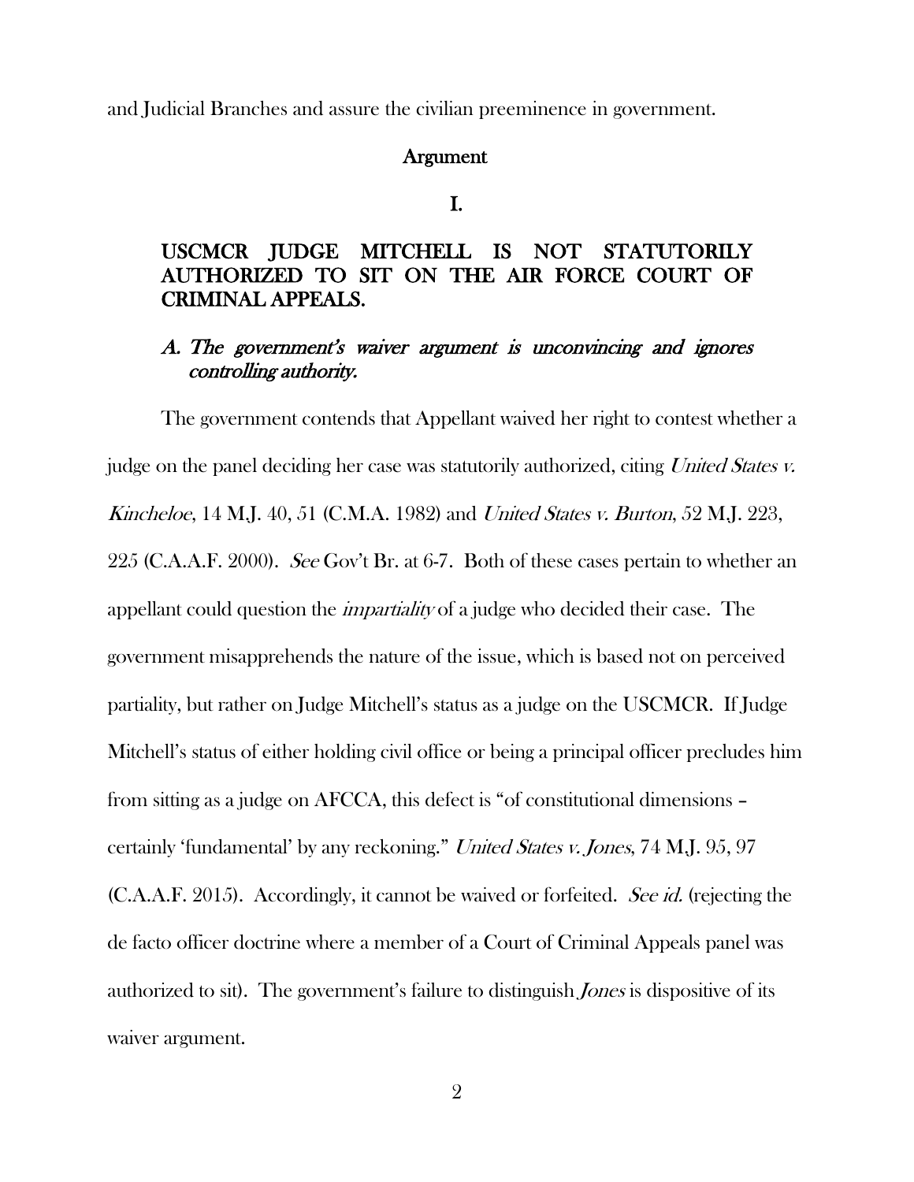and Judicial Branches and assure the civilian preeminence in government.

## Argument

## I.

## USCMCR JUDGE MITCHELL IS NOT STATUTORILY AUTHORIZED TO SIT ON THE AIR FORCE COURT OF CRIMINAL APPEALS.

### *A. The government's waiver argument is unconvincing and ignores controlling authority.*

The government contends that Appellant waived her right to contest whether a judge on the panel deciding her case was statutorily authorized, citing *United States v. Kincheloe*, 14 M.J. 40, 51 (C.M.A. 1982) and *United States v. Burton*, 52 M.J. 223, 225 (C.A.A.F. 2000). *See* Gov't Br. at 6-7. Both of these cases pertain to whether an appellant could question the *impartiality* of a judge who decided their case. The government misapprehends the nature of the issue, which is based not on perceived partiality, but rather on Judge Mitchell's status as a judge on the USCMCR. If Judge Mitchell's status of either holding civil office or being a principal officer precludes him from sitting as a judge on AFCCA, this defect is "of constitutional dimensions – certainly 'fundamental' by any reckoning." *United States v. Jones*, 74 M.J. 95, 97 (C.A.A.F. 2015). Accordingly, it cannot be waived or forfeited. *See id.* (rejecting the de facto officer doctrine where a member of a Court of Criminal Appeals panel was authorized to sit). The government's failure to distinguish *Jones* is dispositive of its waiver argument.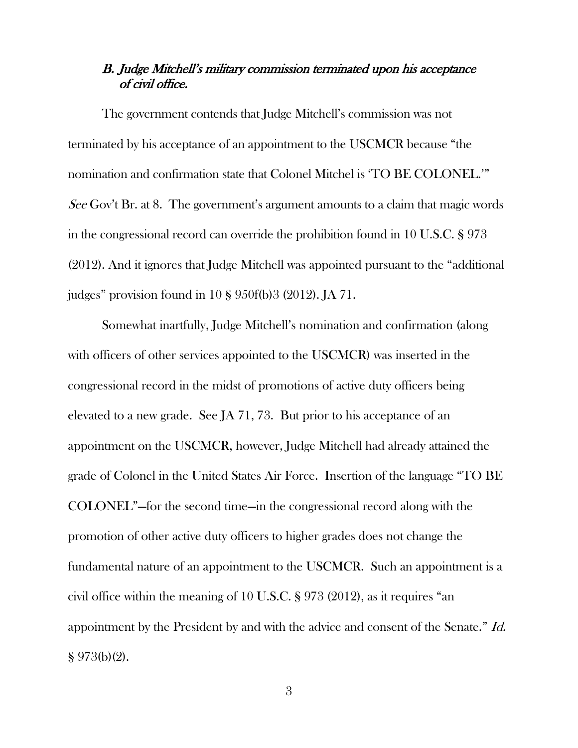### *B. Judge Mitchell's military commission terminated upon his acceptance of civil office.*

The government contends that Judge Mitchell's commission was not terminated by his acceptance of an appointment to the USCMCR because "the nomination and confirmation state that Colonel Mitchel is 'TO BE COLONEL.'" *See* Gov't Br. at 8. The government's argument amounts to a claim that magic words in the congressional record can override the prohibition found in 10 U.S.C. § 973 (2012). And it ignores that Judge Mitchell was appointed pursuant to the "additional judges" provision found in 10 § 950f(b)3 (2012). JA 71.

Somewhat inartfully, Judge Mitchell's nomination and confirmation (along with officers of other services appointed to the USCMCR) was inserted in the congressional record in the midst of promotions of active duty officers being elevated to a new grade. See JA 71, 73. But prior to his acceptance of an appointment on the USCMCR, however, Judge Mitchell had already attained the grade of Colonel in the United States Air Force. Insertion of the language "TO BE COLONEL"—for the second time—in the congressional record along with the promotion of other active duty officers to higher grades does not change the fundamental nature of an appointment to the USCMCR. Such an appointment is a civil office within the meaning of 10 U.S.C. § 973 (2012), as it requires "an appointment by the President by and with the advice and consent of the Senate." *Id.* § 973(b)(2).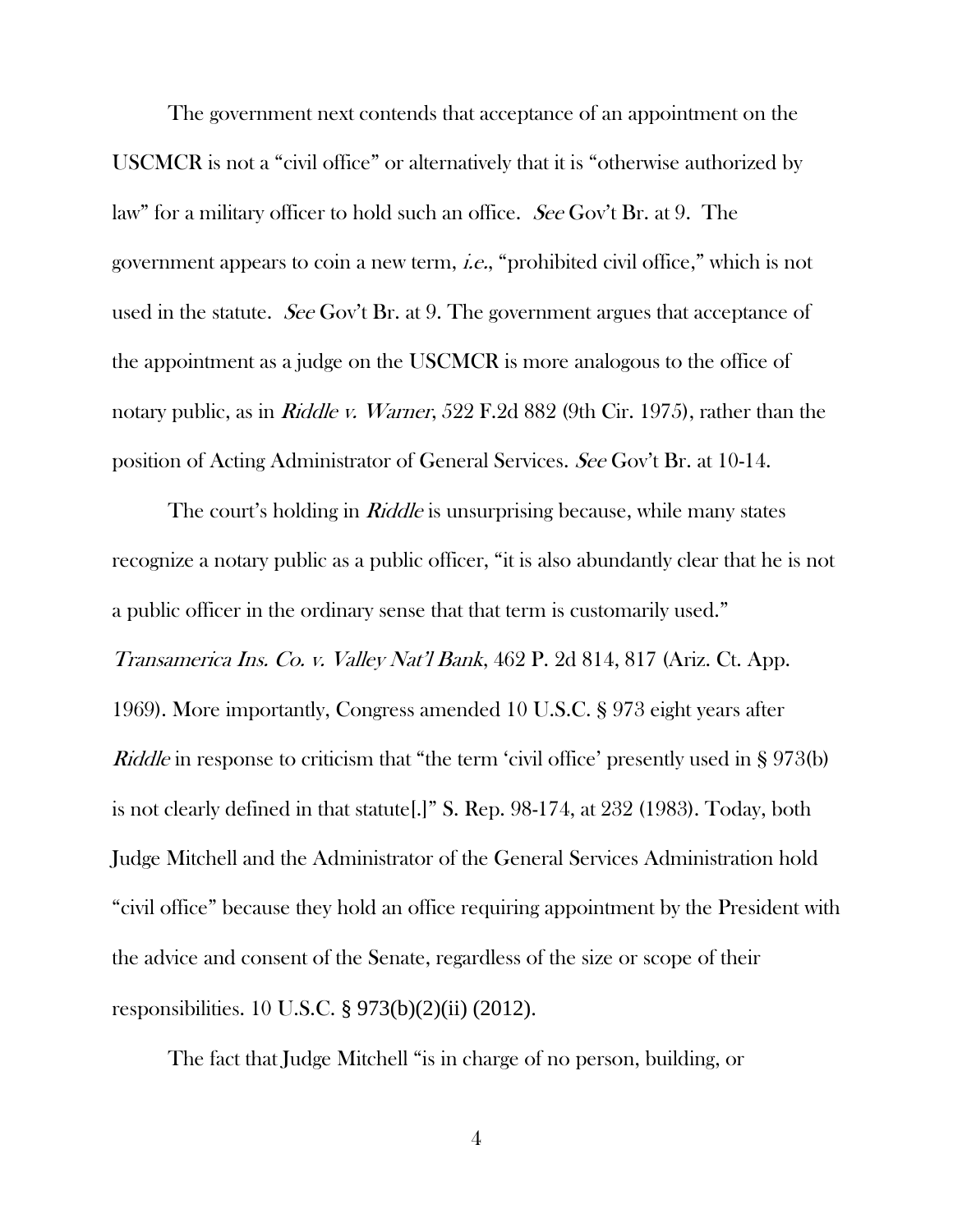The government next contends that acceptance of an appointment on the USCMCR is not a "civil office" or alternatively that it is "otherwise authorized by law" for a military officer to hold such an office. *See* Gov't Br. at 9. The government appears to coin a new term, *i.e.*, "prohibited civil office," which is not used in the statute. *See* Gov't Br. at 9. The government argues that acceptance of the appointment as a judge on the USCMCR is more analogous to the office of notary public, as in *Riddle v. Warner*, 522 F.2d 882 (9th Cir. 1975), rather than the position of Acting Administrator of General Services. *See* Gov't Br. at 10-14.

The court's holding in *Riddle* is unsurprising because, while many states recognize a notary public as a public officer, "it is also abundantly clear that he is not a public officer in the ordinary sense that that term is customarily used." *Transamerica Ins. Co. v. Valley Nat'l Bank*, 462 P. 2d 814, 817 (Ariz. Ct. App. 1969). More importantly, Congress amended 10 U.S.C. § 973 eight years after *Riddle* in response to criticism that "the term 'civil office' presently used in § 973(b) is not clearly defined in that statute[.]" S. Rep. 98-174, at 232 (1983). Today, both Judge Mitchell and the Administrator of the General Services Administration hold "civil office" because they hold an office requiring appointment by the President with the advice and consent of the Senate, regardless of the size or scope of their responsibilities. 10 U.S.C. § 973(b)(2)(ii) (2012).

The fact that Judge Mitchell "is in charge of no person, building, or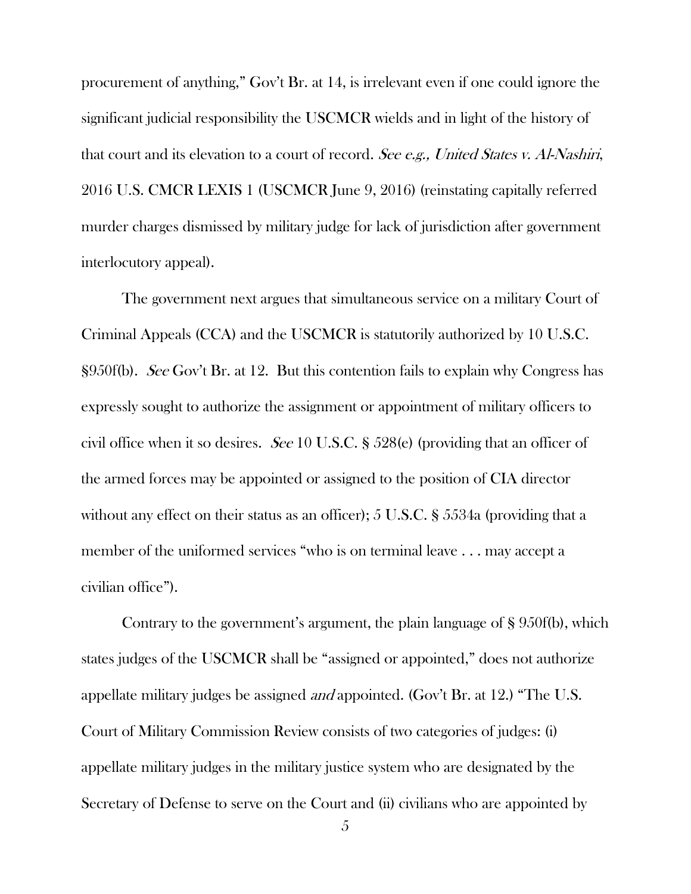procurement of anything," Gov't Br. at 14, is irrelevant even if one could ignore the significant judicial responsibility the USCMCR wields and in light of the history of that court and its elevation to a court of record. *See e.g., United States v. Al-Nashiri*, 2016 U.S. CMCR LEXIS 1 (USCMCR June 9, 2016) (reinstating capitally referred murder charges dismissed by military judge for lack of jurisdiction after government interlocutory appeal).

The government next argues that simultaneous service on a military Court of Criminal Appeals (CCA) and the USCMCR is statutorily authorized by 10 U.S.C. §950f(b). *See* Gov't Br. at 12. But this contention fails to explain why Congress has expressly sought to authorize the assignment or appointment of military officers to civil office when it so desires. *See* 10 U.S.C. § 528(e) (providing that an officer of the armed forces may be appointed or assigned to the position of CIA director without any effect on their status as an officer); 5 U.S.C. § 5534a (providing that a member of the uniformed services "who is on terminal leave . . . may accept a civilian office").

Contrary to the government's argument, the plain language of § 950f(b), which states judges of the USCMCR shall be "assigned or appointed," does not authorize appellate military judges be assigned *and* appointed. (Gov't Br. at 12.) "The U.S. Court of Military Commission Review consists of two categories of judges: (i) appellate military judges in the military justice system who are designated by the Secretary of Defense to serve on the Court and (ii) civilians who are appointed by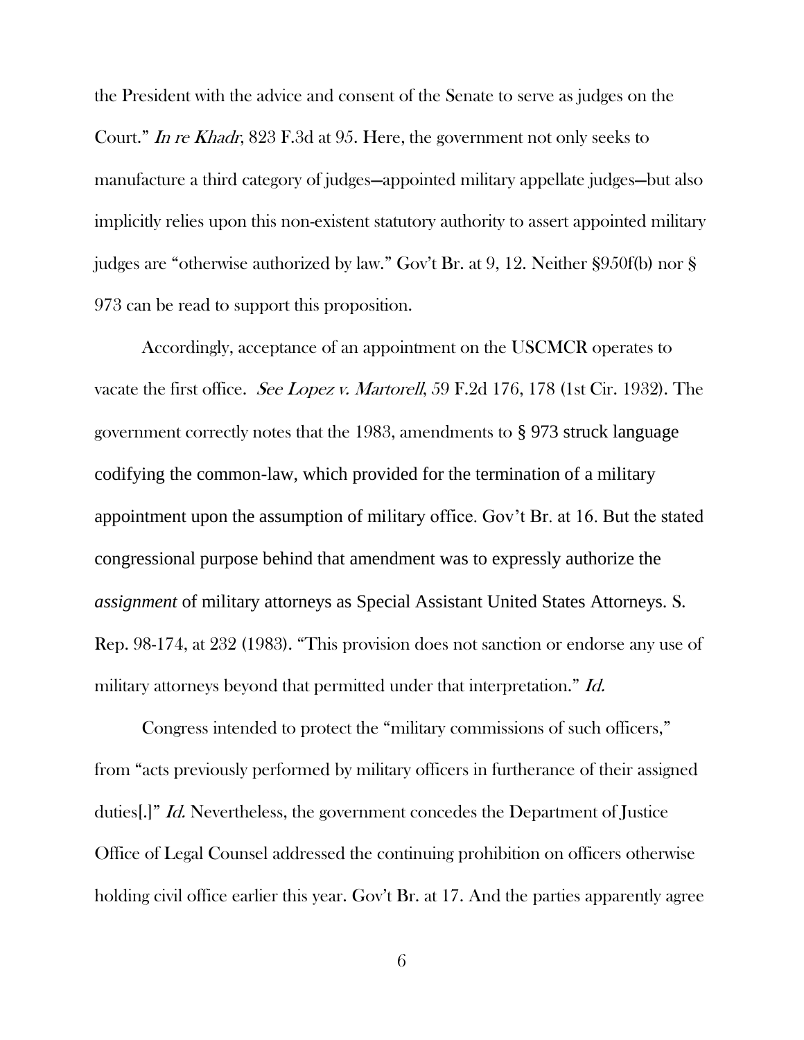the President with the advice and consent of the Senate to serve as judges on the Court." *In re Khadr*, 823 F.3d at 95. Here, the government not only seeks to manufacture a third category of judges—appointed military appellate judges—but also implicitly relies upon this non-existent statutory authority to assert appointed military judges are "otherwise authorized by law." Gov't Br. at 9, 12. Neither §950f(b) nor § 973 can be read to support this proposition.

Accordingly, acceptance of an appointment on the USCMCR operates to vacate the first office. *See Lopez v. Martorell*, 59 F.2d 176, 178 (1st Cir. 1932). The government correctly notes that the 1983, amendments to § 973 struck language codifying the common-law, which provided for the termination of a military appointment upon the assumption of military office. Gov't Br. at 16. But the stated congressional purpose behind that amendment was to expressly authorize the *assignment* of military attorneys as Special Assistant United States Attorneys. S. Rep. 98-174, at 232 (1983). "This provision does not sanction or endorse any use of military attorneys beyond that permitted under that interpretation." *Id.*

Congress intended to protect the "military commissions of such officers," from "acts previously performed by military officers in furtherance of their assigned duties[.]" *Id.* Nevertheless, the government concedes the Department of Justice Office of Legal Counsel addressed the continuing prohibition on officers otherwise holding civil office earlier this year. Gov't Br. at 17. And the parties apparently agree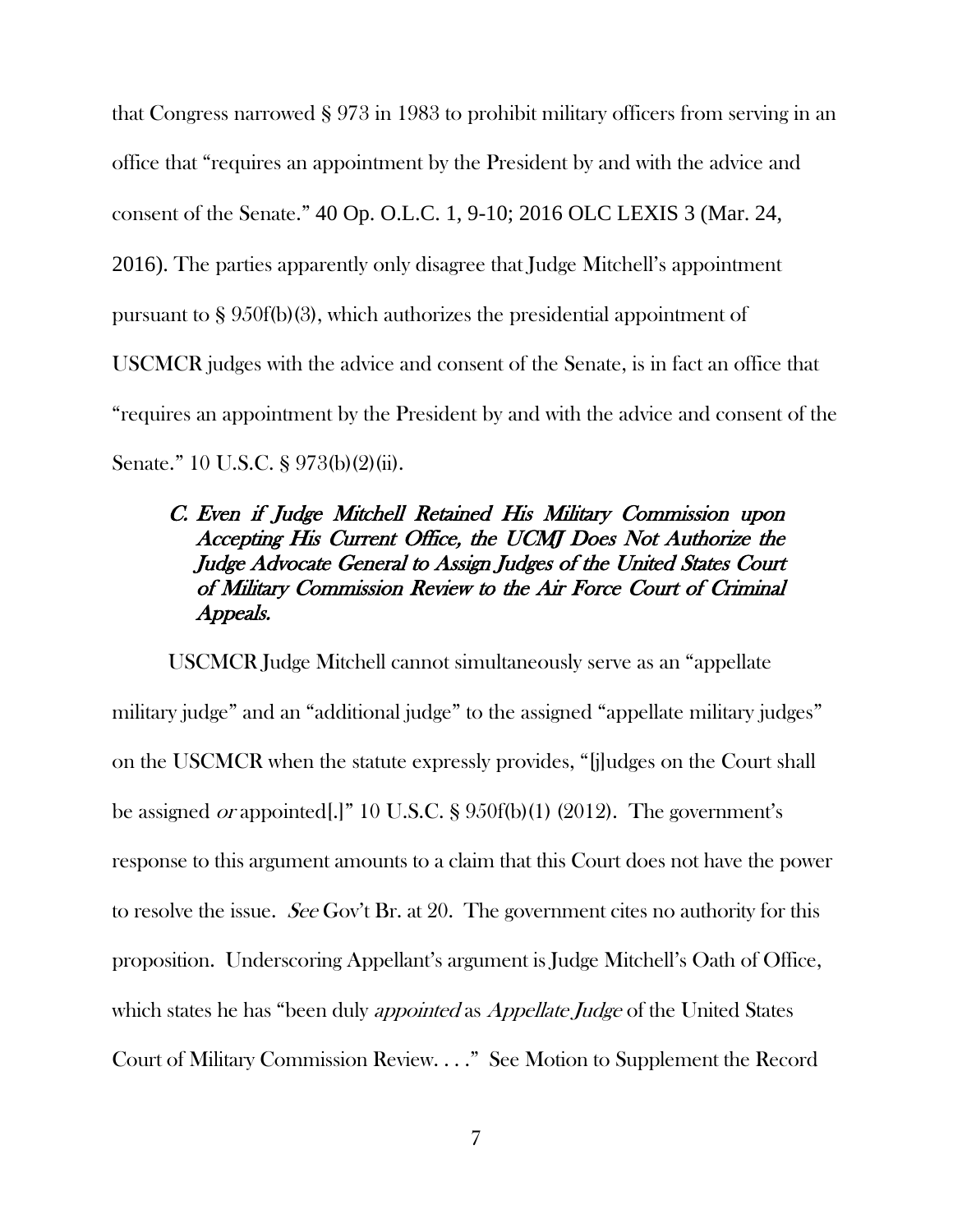that Congress narrowed § 973 in 1983 to prohibit military officers from serving in an office that "requires an appointment by the President by and with the advice and consent of the Senate." 40 Op. O.L.C. 1, 9-10; 2016 OLC LEXIS 3 (Mar. 24, 2016). The parties apparently only disagree that Judge Mitchell's appointment pursuant to § 950f(b)(3), which authorizes the presidential appointment of USCMCR judges with the advice and consent of the Senate, is in fact an office that "requires an appointment by the President by and with the advice and consent of the Senate." 10 U.S.C. § 973(b)(2)(ii).

### *C. Even if Judge Mitchell Retained His Military Commission upon Accepting His Current Office, the UCMJ Does Not Authorize the Judge Advocate General to Assign Judges of the United States Court of Military Commission Review to the Air Force Court of Criminal Appeals.*

USCMCR Judge Mitchell cannot simultaneously serve as an "appellate military judge" and an "additional judge" to the assigned "appellate military judges" on the USCMCR when the statute expressly provides, "[j]udges on the Court shall be assigned *or* appointed[.]" 10 U.S.C. § 950f(b)(1) (2012). The government's response to this argument amounts to a claim that this Court does not have the power to resolve the issue. *See* Gov't Br. at 20. The government cites no authority for this proposition. Underscoring Appellant's argument is Judge Mitchell's Oath of Office, which states he has "been duly *appointed* as *Appellate Judge* of the United States Court of Military Commission Review. . . ." See Motion to Supplement the Record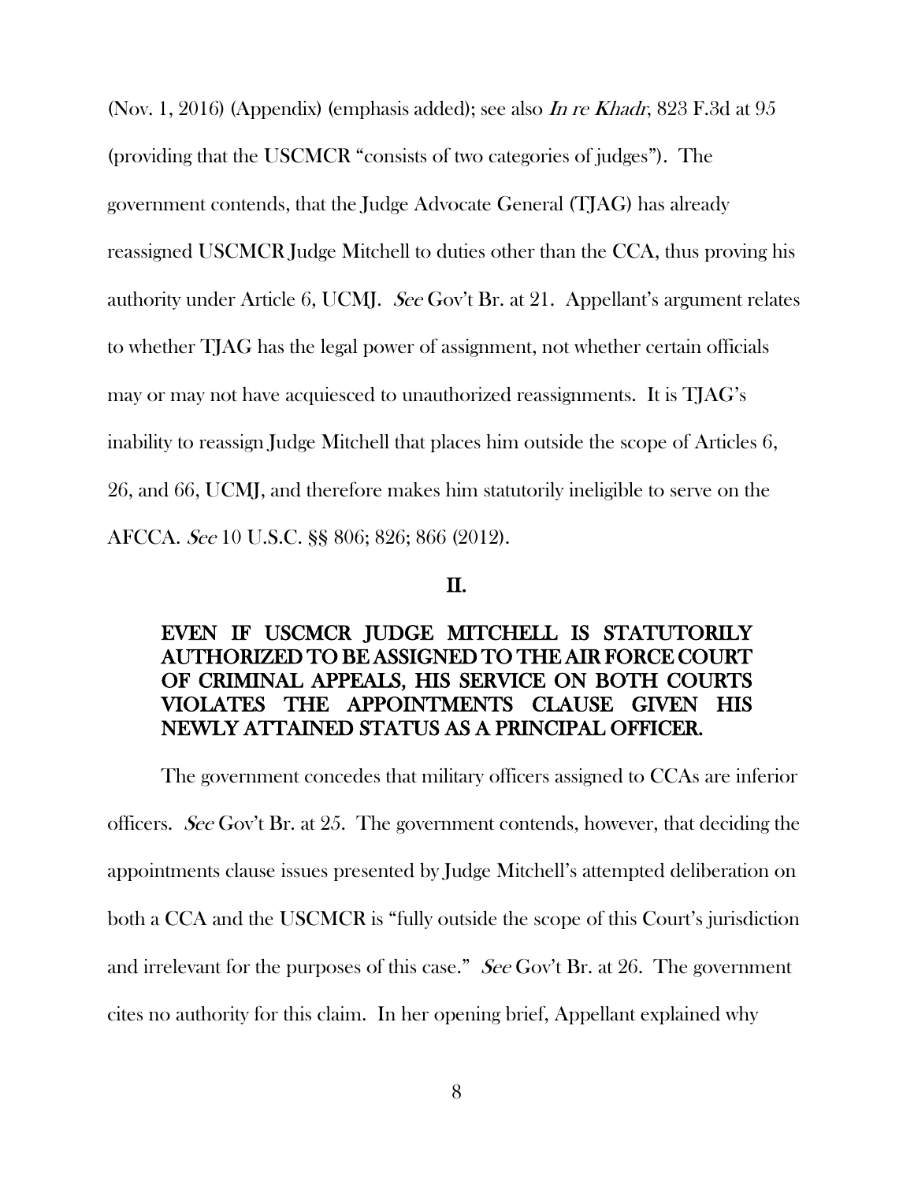(Nov. 1, 2016) (Appendix) (emphasis added); see also *In re Khadr*, 823 F.3d at 95 (providing that the USCMCR "consists of two categories of judges"). The government contends, that the Judge Advocate General (TJAG) has already reassigned USCMCR Judge Mitchell to duties other than the CCA, thus proving his authority under Article 6, UCMJ. *See* Gov't Br. at 21. Appellant's argument relates to whether TJAG has the legal power of assignment, not whether certain officials may or may not have acquiesced to unauthorized reassignments. It is TJAG's inability to reassign Judge Mitchell that places him outside the scope of Articles 6, 26, and 66, UCMJ, and therefore makes him statutorily ineligible to serve on the AFCCA. *See* 10 U.S.C. §§ 806; 826; 866 (2012).

## II.

### EVEN IF USCMCR JUDGE MITCHELL IS STATUTORILY AUTHORIZED TO BE ASSIGNED TO THE AIR FORCE COURT OF CRIMINAL APPEALS, HIS SERVICE ON BOTH COURTS VIOLATES THE APPOINTMENTS CLAUSE GIVEN HIS NEWLY ATTAINED STATUS AS A PRINCIPAL OFFICER.

The government concedes that military officers assigned to CCAs are inferior officers. *See* Gov't Br. at 25. The government contends, however, that deciding the appointments clause issues presented by Judge Mitchell's attempted deliberation on both a CCA and the USCMCR is "fully outside the scope of this Court's jurisdiction and irrelevant for the purposes of this case." *See* Gov't Br. at 26. The government cites no authority for this claim. In her opening brief, Appellant explained why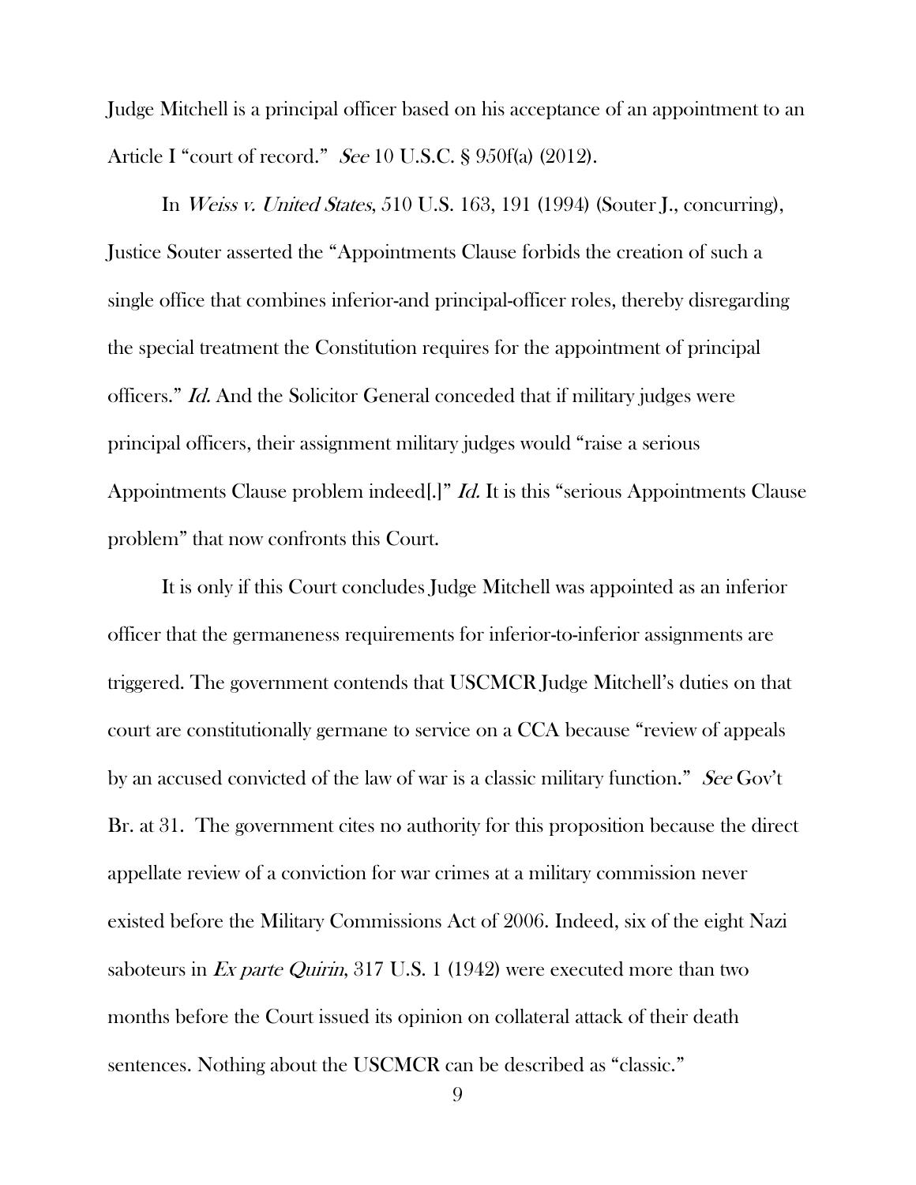Judge Mitchell is a principal officer based on his acceptance of an appointment to an Article I "court of record." *See* 10 U.S.C. § 950f(a) (2012).

In *Weiss v. United States*, 510 U.S. 163, 191 (1994) (Souter J., concurring), Justice Souter asserted the "Appointments Clause forbids the creation of such a single office that combines inferior-and principal-officer roles, thereby disregarding the special treatment the Constitution requires for the appointment of principal officers." *Id.* And the Solicitor General conceded that if military judges were principal officers, their assignment military judges would "raise a serious Appointments Clause problem indeed[.]" *Id.* It is this "serious Appointments Clause problem" that now confronts this Court.

It is only if this Court concludes Judge Mitchell was appointed as an inferior officer that the germaneness requirements for inferior-to-inferior assignments are triggered. The government contends that USCMCR Judge Mitchell's duties on that court are constitutionally germane to service on a CCA because "review of appeals by an accused convicted of the law of war is a classic military function." *See* Gov't Br. at 31. The government cites no authority for this proposition because the direct appellate review of a conviction for war crimes at a military commission never existed before the Military Commissions Act of 2006. Indeed, six of the eight Nazi saboteurs in *Ex parte Quirin*, 317 U.S. 1 (1942) were executed more than two months before the Court issued its opinion on collateral attack of their death sentences. Nothing about the USCMCR can be described as "classic."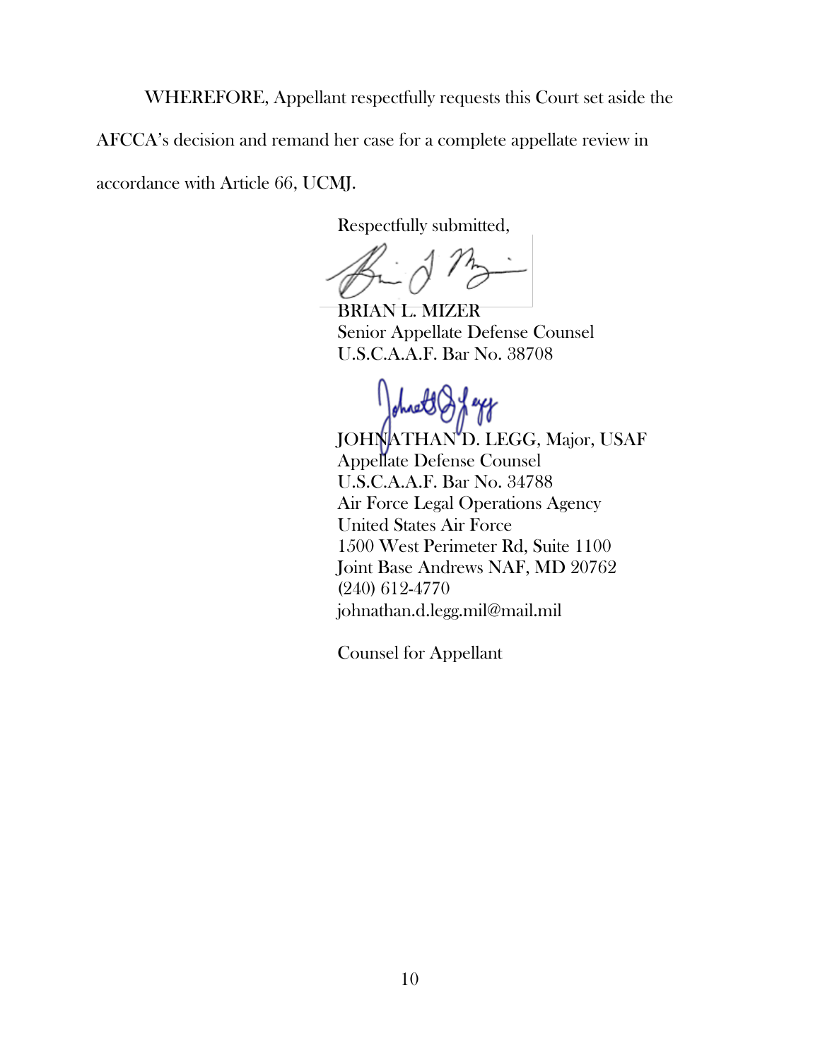WHEREFORE, Appellant respectfully requests this Court set aside the AFCCA's decision and remand her case for a complete appellate review in accordance with Article 66, UCMJ.

Respectfully submitted,

BRIAN L. MIZER  
Senior Appellate Defense Counsel  
U.S.C.A.A.F. Bar No. 38708

JOHNATHAN D. LEGG, Major, USAF  
Appellate Defense Counsel  
U.S.C.A.A.F. Bar No. 34788  
Air Force Legal Operations Agency  
United States Air Force  
1500 West Perimeter Rd, Suite 1100  
Joint Base Andrews NAF, MD 20762  
(240) 612-4770  
johnathan.d.legg.mil@mail.mil

Counsel for Appellant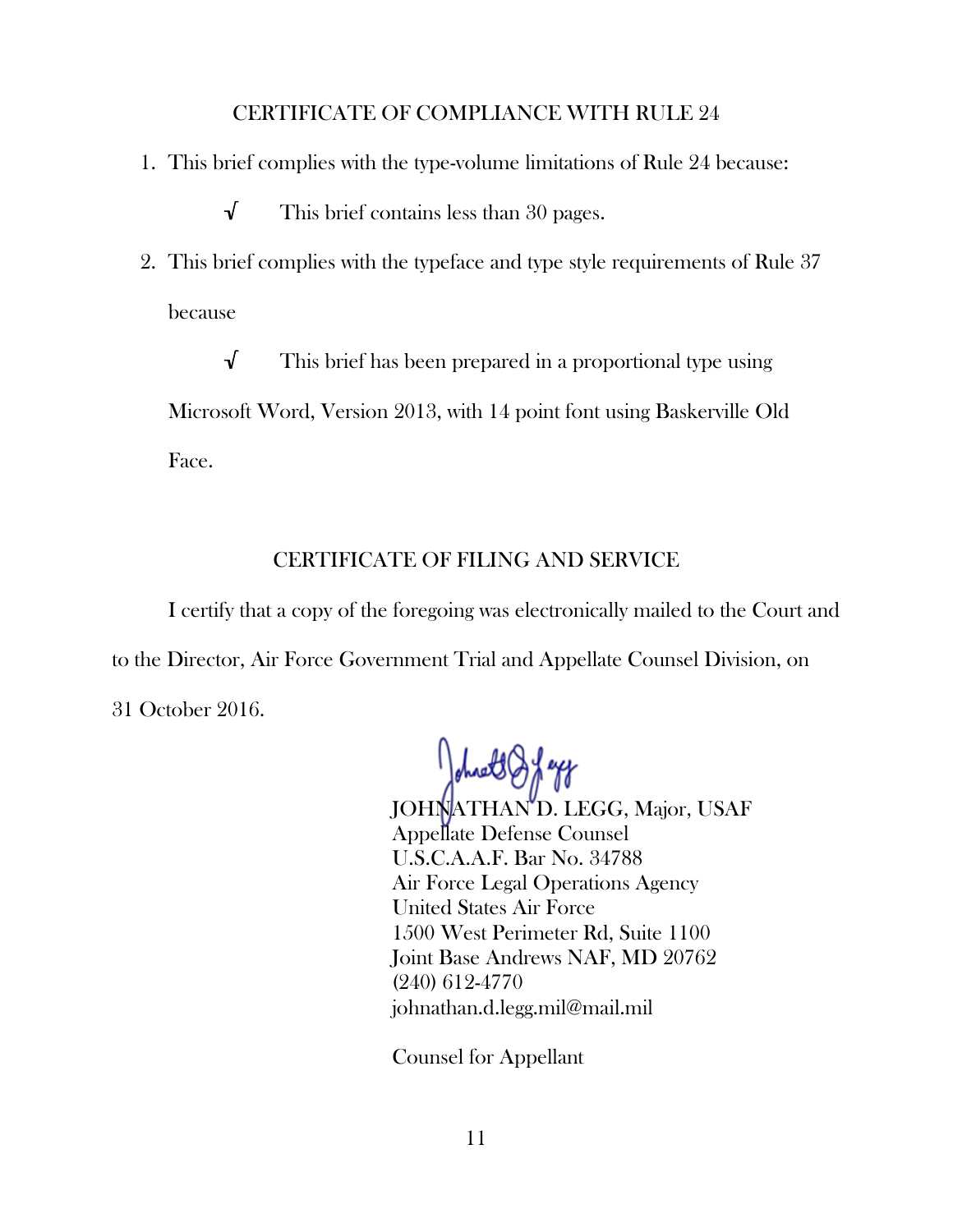## CERTIFICATE OF COMPLIANCE WITH RULE 24

1. This brief complies with the type-volume limitations of Rule 24 because:

   √ This brief contains less than 30 pages.

2. This brief complies with the typeface and type style requirements of Rule 37 because

   √ This brief has been prepared in a proportional type using Microsoft Word, Version 2013, with 14 point font using Baskerville Old Face.

## CERTIFICATE OF FILING AND SERVICE

I certify that a copy of the foregoing was electronically mailed to the Court and to the Director, Air Force Government Trial and Appellate Counsel Division, on 31 October 2016.

JOHNATHAN D. LEGG, Major, USAF
Appellate Defense Counsel
U.S.C.A.A.F. Bar No. 34788
Air Force Legal Operations Agency
United States Air Force
1500 West Perimeter Rd, Suite 1100
Joint Base Andrews NAF, MD 20762
(240) 612-4770
johnathan.d.legg.mil@mail.mil

Counsel for Appellant